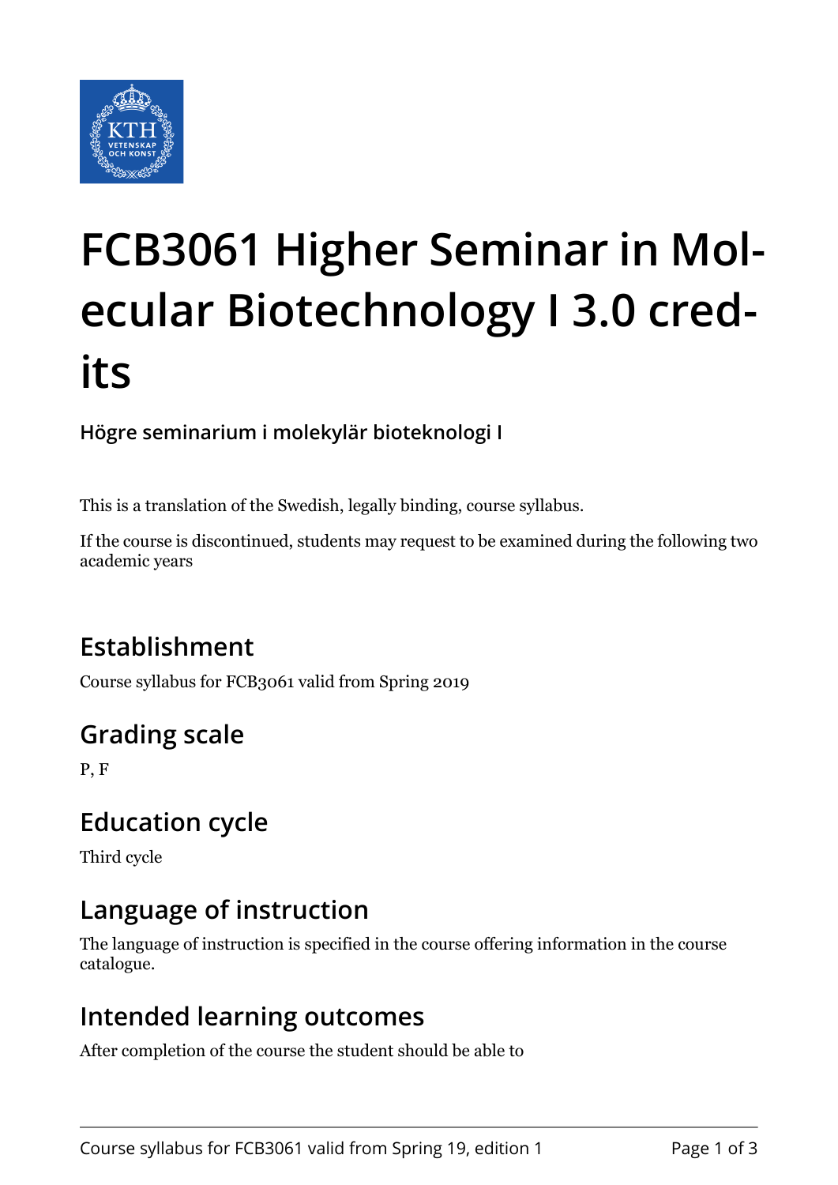# FCB3061 Higher Seminar in Molecular Biotechnology I 3.0 credits

**Högre seminarium i molekylär bioteknologi I**

This is a translation of the Swedish, legally binding, course syllabus.

If the course is discontinued, students may request to be examined during the following two academic years

## Establishment

Course syllabus for FCB3061 valid from Spring 2019

## Grading scale

P, F

## Education cycle

Third cycle

## Language of instruction

The language of instruction is specified in the course offering information in the course catalogue.

## Intended learning outcomes

After completion of the course the student should be able to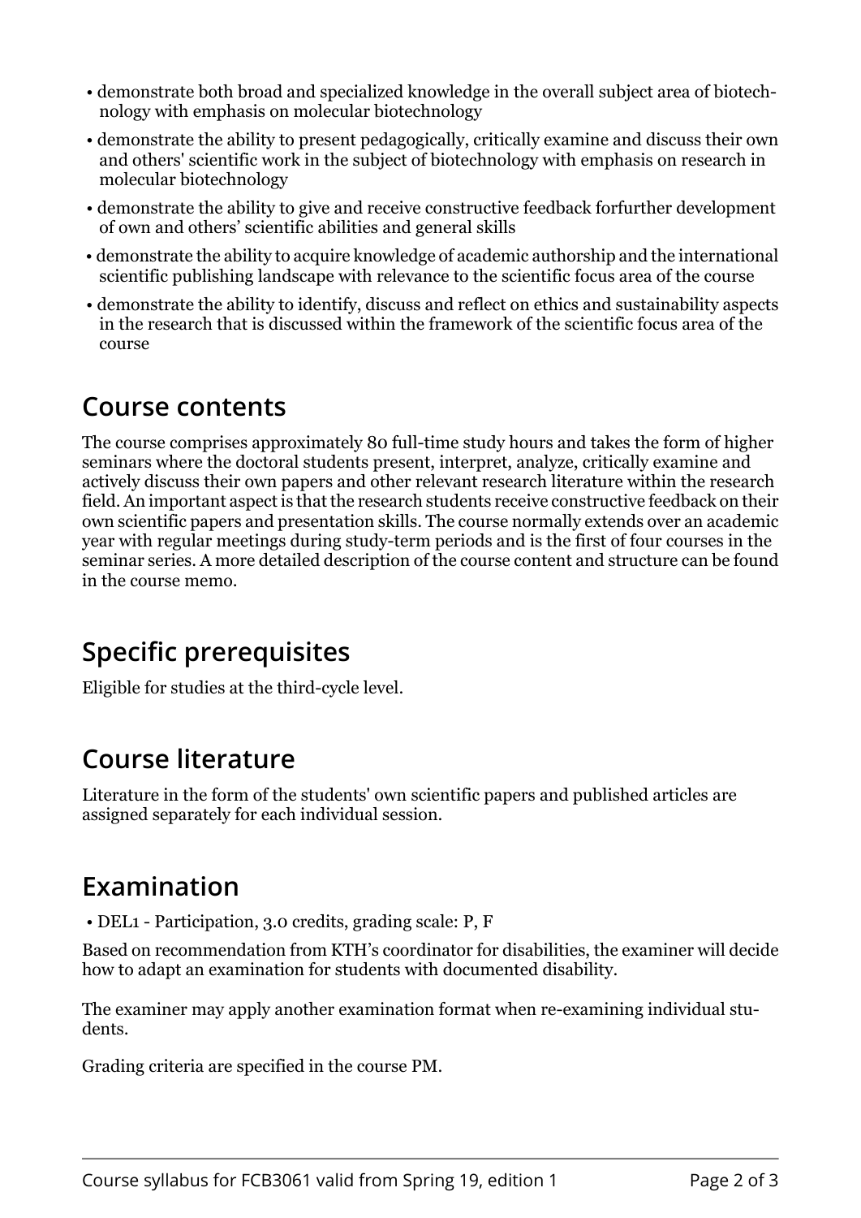- demonstrate both broad and specialized knowledge in the overall subject area of biotechnology with emphasis on molecular biotechnology
- demonstrate the ability to present pedagogically, critically examine and discuss their own and others' scientific work in the subject of biotechnology with emphasis on research in molecular biotechnology
- demonstrate the ability to give and receive constructive feedback forfurther development of own and others' scientific abilities and general skills
- demonstrate the ability to acquire knowledge of academic authorship and the international scientific publishing landscape with relevance to the scientific focus area of the course
- demonstrate the ability to identify, discuss and reflect on ethics and sustainability aspects in the research that is discussed within the framework of the scientific focus area of the course

## Course contents

The course comprises approximately 80 full-time study hours and takes the form of higher seminars where the doctoral students present, interpret, analyze, critically examine and actively discuss their own papers and other relevant research literature within the research field. An important aspect is that the research students receive constructive feedback on their own scientific papers and presentation skills. The course normally extends over an academic year with regular meetings during study-term periods and is the first of four courses in the seminar series. A more detailed description of the course content and structure can be found in the course memo.

## Specific prerequisites

Eligible for studies at the third-cycle level.

## Course literature

Literature in the form of the students' own scientific papers and published articles are assigned separately for each individual session.

## Examination

- DEL1 - Participation, 3.0 credits, grading scale: P, F

Based on recommendation from KTH's coordinator for disabilities, the examiner will decide how to adapt an examination for students with documented disability.

The examiner may apply another examination format when re-examining individual students.

Grading criteria are specified in the course PM.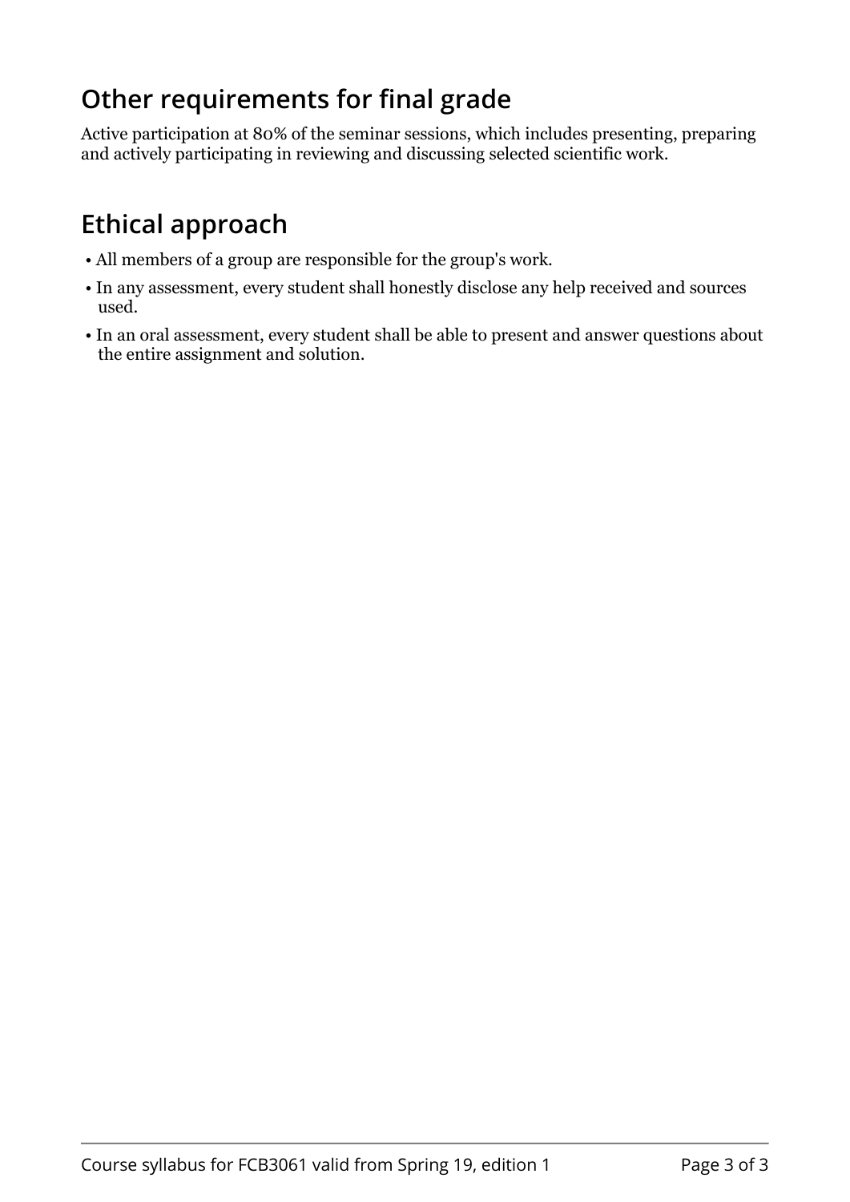## Other requirements for final grade

Active participation at 80% of the seminar sessions, which includes presenting, preparing and actively participating in reviewing and discussing selected scientific work.

## Ethical approach

- All members of a group are responsible for the group's work.
- In any assessment, every student shall honestly disclose any help received and sources used.
- In an oral assessment, every student shall be able to present and answer questions about the entire assignment and solution.